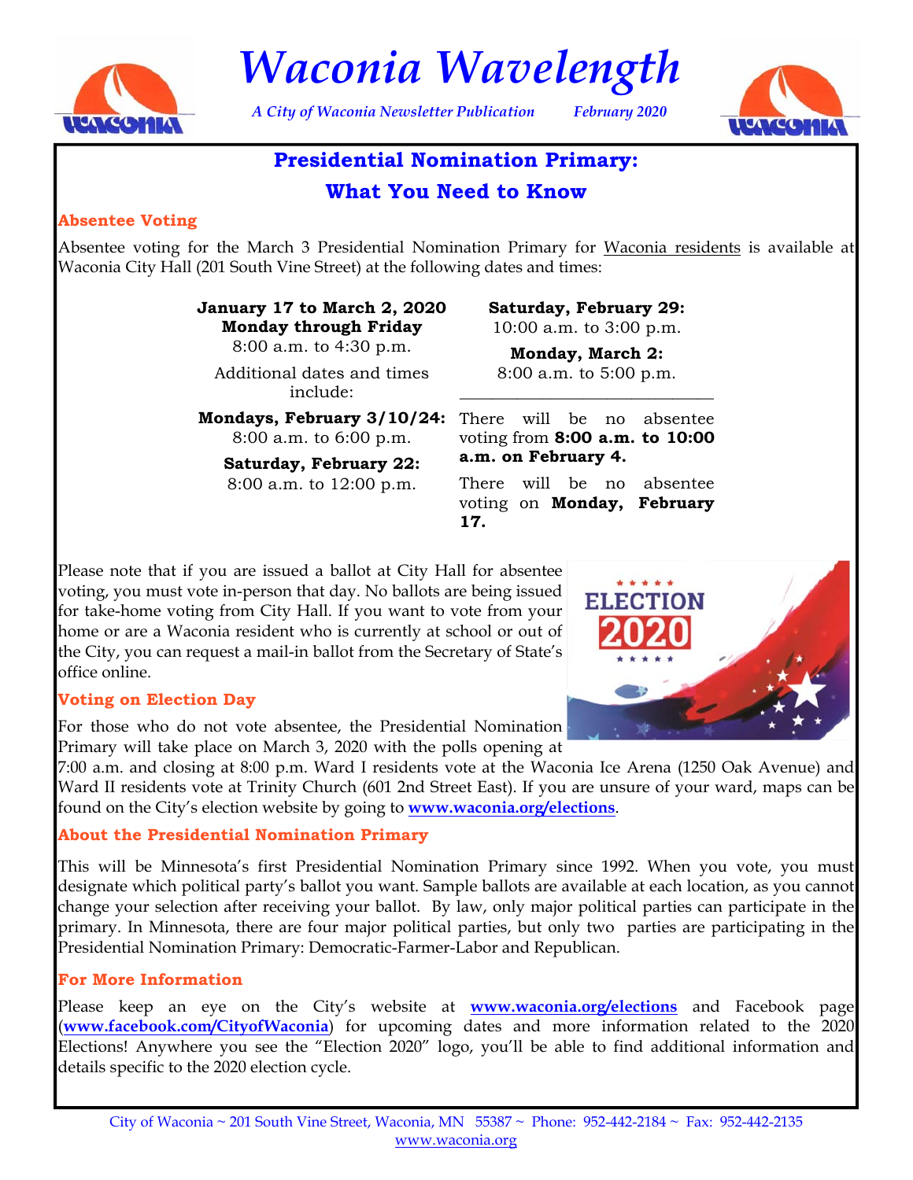# Waconia Wavelength

*A City of Waconia Newsletter Publication* *February 2020*

## Presidential Nomination Primary: What You Need to Know

### Absentee Voting

Absentee voting for the March 3 Presidential Nomination Primary for Waconia residents is available at Waconia City Hall (201 South Vine Street) at the following dates and times:

**January 17 to March 2, 2020**
**Monday through Friday**
8:00 a.m. to 4:30 p.m.

Additional dates and times include:

**Mondays, February 3/10/24:**
8:00 a.m. to 6:00 p.m.

**Saturday, February 22:**
8:00 a.m. to 12:00 p.m.

**Saturday, February 29:**
10:00 a.m. to 3:00 p.m.

**Monday, March 2:**
8:00 a.m. to 5:00 p.m.

There will be no absentee voting from **8:00 a.m. to 10:00 a.m. on February 4.**

There will be no absentee voting on **Monday, February 17.**

Please note that if you are issued a ballot at City Hall for absentee voting, you must vote in-person that day. No ballots are being issued for take-home voting from City Hall. If you want to vote from your home or are a Waconia resident who is currently at school or out of the City, you can request a mail-in ballot from the Secretary of State's office online.

### Voting on Election Day

For those who do not vote absentee, the Presidential Nomination Primary will take place on March 3, 2020 with the polls opening at 7:00 a.m. and closing at 8:00 p.m. Ward I residents vote at the Waconia Ice Arena (1250 Oak Avenue) and Ward II residents vote at Trinity Church (601 2nd Street East). If you are unsure of your ward, maps can be found on the City's election website by going to **www.waconia.org/elections**.

### About the Presidential Nomination Primary

This will be Minnesota's first Presidential Nomination Primary since 1992. When you vote, you must designate which political party's ballot you want. Sample ballots are available at each location, as you cannot change your selection after receiving your ballot. By law, only major political parties can participate in the primary. In Minnesota, there are four major political parties, but only two parties are participating in the Presidential Nomination Primary: Democratic-Farmer-Labor and Republican.

### For More Information

Please keep an eye on the City's website at **www.waconia.org/elections** and Facebook page (**www.facebook.com/CityofWaconia**) for upcoming dates and more information related to the 2020 Elections! Anywhere you see the "Election 2020" logo, you'll be able to find additional information and details specific to the 2020 election cycle.

City of Waconia ~ 201 South Vine Street, Waconia, MN 55387 ~ Phone: 952-442-2184 ~ Fax: 952-442-2135
www.waconia.org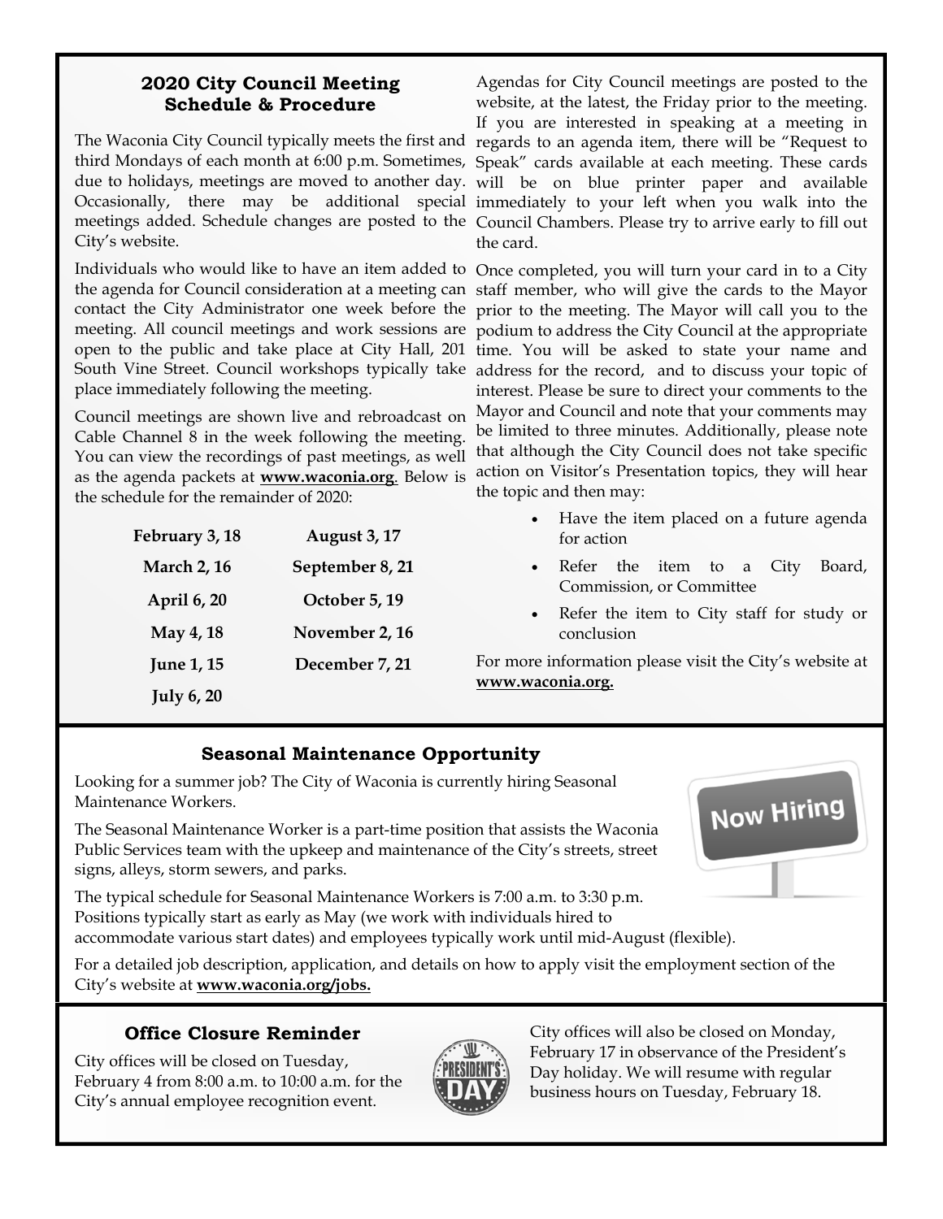## 2020 City Council Meeting Schedule & Procedure

The Waconia City Council typically meets the first and third Mondays of each month at 6:00 p.m. Sometimes, due to holidays, meetings are moved to another day. Occasionally, there may be additional special meetings added. Schedule changes are posted to the City's website.

Individuals who would like to have an item added to the agenda for Council consideration at a meeting can contact the City Administrator one week before the meeting. All council meetings and work sessions are open to the public and take place at City Hall, 201 South Vine Street. Council workshops typically take place immediately following the meeting.

Council meetings are shown live and rebroadcast on Cable Channel 8 in the week following the meeting. You can view the recordings of past meetings, as well as the agenda packets at **www.waconia.org**. Below is the schedule for the remainder of 2020:

| | |
|---|---|
| **February 3, 18** | **August 3, 17** |
| **March 2, 16** | **September 8, 21** |
| **April 6, 20** | **October 5, 19** |
| **May 4, 18** | **November 2, 16** |
| **June 1, 15** | **December 7, 21** |
| **July 6, 20** | |

Agendas for City Council meetings are posted to the website, at the latest, the Friday prior to the meeting. If you are interested in speaking at a meeting in regards to an agenda item, there will be "Request to Speak" cards available at each meeting. These cards will be on blue printer paper and available immediately to your left when you walk into the Council Chambers. Please try to arrive early to fill out the card.

Once completed, you will turn your card in to a City staff member, who will give the cards to the Mayor prior to the meeting. The Mayor will call you to the podium to address the City Council at the appropriate time. You will be asked to state your name and address for the record, and to discuss your topic of interest. Please be sure to direct your comments to the Mayor and Council and note that your comments may be limited to three minutes. Additionally, please note that although the City Council does not take specific action on Visitor's Presentation topics, they will hear the topic and then may:

- Have the item placed on a future agenda for action
- Refer the item to a City Board, Commission, or Committee
- Refer the item to City staff for study or conclusion

For more information please visit the City's website at **www.waconia.org.**

## Seasonal Maintenance Opportunity

Looking for a summer job? The City of Waconia is currently hiring Seasonal Maintenance Workers.

The Seasonal Maintenance Worker is a part-time position that assists the Waconia Public Services team with the upkeep and maintenance of the City's streets, street signs, alleys, storm sewers, and parks.

The typical schedule for Seasonal Maintenance Workers is 7:00 a.m. to 3:30 p.m. Positions typically start as early as May (we work with individuals hired to accommodate various start dates) and employees typically work until mid-August (flexible).

For a detailed job description, application, and details on how to apply visit the employment section of the City's website at **www.waconia.org/jobs.**

## Office Closure Reminder

City offices will be closed on Tuesday, February 4 from 8:00 a.m. to 10:00 a.m. for the City's annual employee recognition event.

City offices will also be closed on Monday, February 17 in observance of the President's Day holiday. We will resume with regular business hours on Tuesday, February 18.